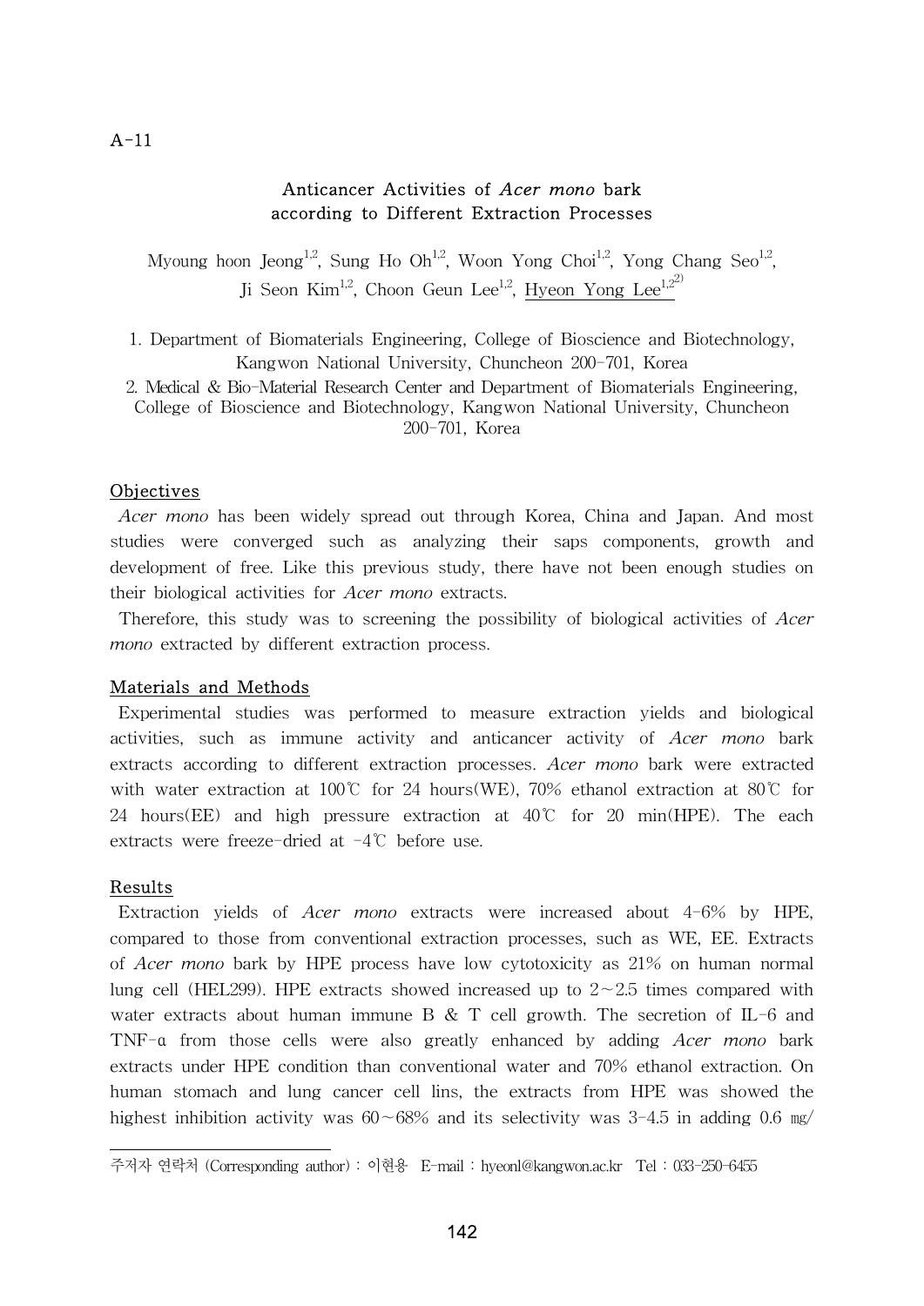A-11

# Anticancer Activities of *Acer mono* bark according to Different Extraction Processes

Myoung hoon Jeong[1,2], Sung Ho Oh[1,2], Woon Yong Choi[1,2], Yong Chang Seo[1,2], Ji Seon Kim[1,2], Choon Geun Lee[1,2], Hyeon Yong Lee[1,2,2)]

1. Department of Biomaterials Engineering, College of Bioscience and Biotechnology, Kangwon National University, Chuncheon 200-701, Korea

2. Medical & Bio-Material Research Center and Department of Biomaterials Engineering, College of Bioscience and Biotechnology, Kangwon National University, Chuncheon 200-701, Korea

## Objectives

*Acer mono* has been widely spread out through Korea, China and Japan. And most studies were converged such as analyzing their saps components, growth and development of free. Like this previous study, there have not been enough studies on their biological activities for *Acer mono* extracts.

Therefore, this study was to screening the possibility of biological activities of *Acer mono* extracted by different extraction process.

## Materials and Methods

Experimental studies was performed to measure extraction yields and biological activities, such as immune activity and anticancer activity of *Acer mono* bark extracts according to different extraction processes. *Acer mono* bark were extracted with water extraction at 100℃ for 24 hours(WE), 70% ethanol extraction at 80℃ for 24 hours(EE) and high pressure extraction at 40℃ for 20 min(HPE). The each extracts were freeze-dried at -4℃ before use.

## Results

Extraction yields of *Acer mono* extracts were increased about 4-6% by HPE, compared to those from conventional extraction processes, such as WE, EE. Extracts of *Acer mono* bark by HPE process have low cytotoxicity as 21% on human normal lung cell (HEL299). HPE extracts showed increased up to 2～2.5 times compared with water extracts about human immune B & T cell growth. The secretion of IL-6 and TNF-α from those cells were also greatly enhanced by adding *Acer mono* bark extracts under HPE condition than conventional water and 70% ethanol extraction. On human stomach and lung cancer cell lins, the extracts from HPE was showed the highest inhibition activity was 60～68% and its selectivity was 3-4.5 in adding 0.6 ㎎/

주저자 연락처 (Corresponding author) : 이현용 E-mail : hyeonl@kangwon.ac.kr Tel : 033-250-6455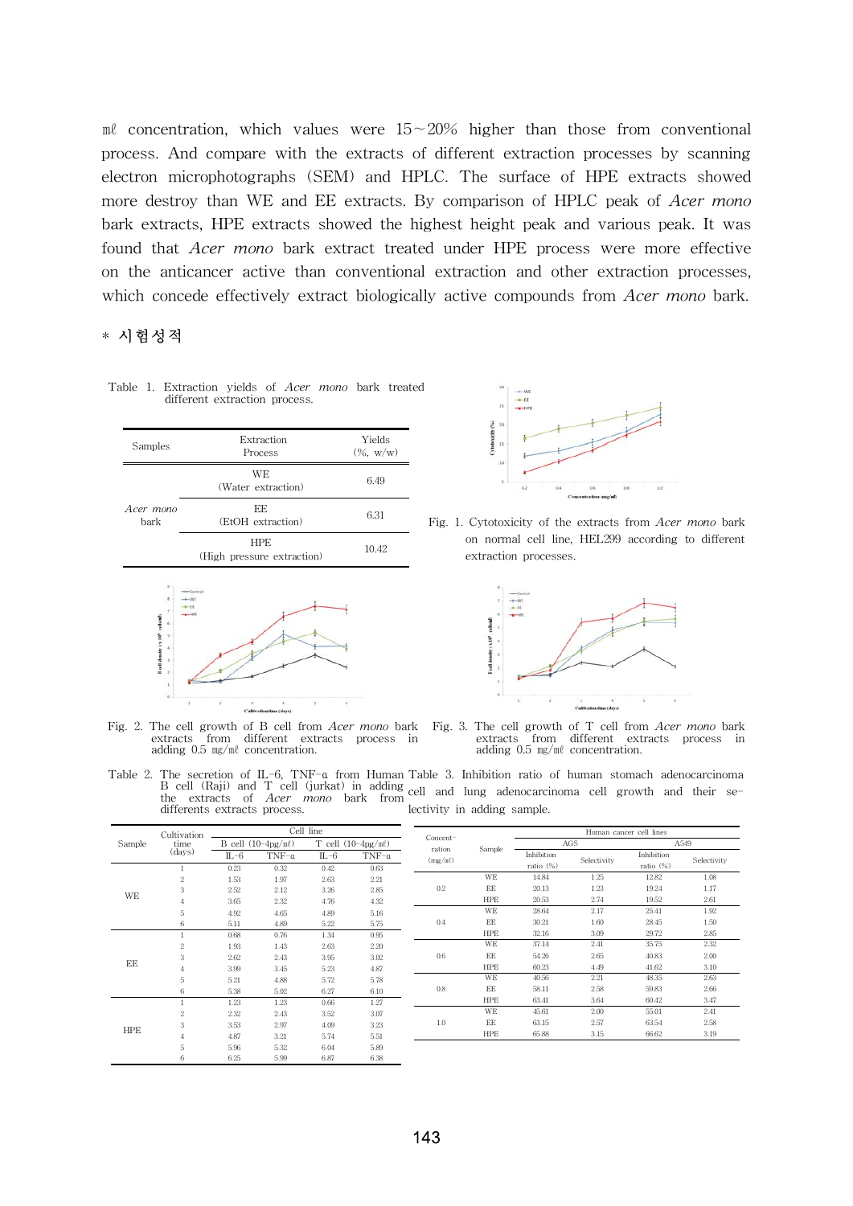㎖ concentration, which values were 15~20% higher than those from conventional process. And compare with the extracts of different extraction processes by scanning electron microphotographs (SEM) and HPLC. The surface of HPE extracts showed more destroy than WE and EE extracts. By comparison of HPLC peak of *Acer mono* bark extracts, HPE extracts showed the highest height peak and various peak. It was found that *Acer mono* bark extract treated under HPE process were more effective on the anticancer active than conventional extraction and other extraction processes, which concede effectively extract biologically active compounds from *Acer mono* bark.

\* 시험성적

Table 1. Extraction yields of *Acer mono* bark treated different extraction process.

| Samples | Extraction Process | Yields (%, w/w) |
|---|---|---|
| *Acer mono* bark | WE (Water extraction) | 6.49 |
| | EE (EtOH extraction) | 6.31 |
| | HPE (High pressure extraction) | 10.42 |

Fig. 1. Cytotoxicity of the extracts from *Acer mono* bark on normal cell line, HEL299 according to different extraction processes.

Fig. 2. The cell growth of B cell from *Acer mono* bark extracts from different extracts process in adding 0.5 ㎎/㎖ concentration.

Fig. 3. The cell growth of T cell from *Acer mono* bark extracts from different extracts process in adding 0.5 ㎎/㎖ concentration.

Table 2. The secretion of IL-6, TNF-α from Human B cell (Raji) and T cell (jurkat) in adding the extracts of *Acer mono* bark from differents extracts process.

| Sample | Cultivation time (days) | B cell (10-4pg/㎖) IL-6 | B cell (10-4pg/㎖) TNF-α | T cell (10-4pg/㎖) IL-6 | T cell (10-4pg/㎖) TNF-α |
|---|---|---|---|---|---|
| WE | 1 | 0.23 | 0.32 | 0.42 | 0.63 |
| | 2 | 1.53 | 1.97 | 2.63 | 2.21 |
| | 3 | 2.52 | 2.12 | 3.26 | 2.85 |
| | 4 | 3.65 | 2.32 | 4.76 | 4.32 |
| | 5 | 4.92 | 4.65 | 4.89 | 5.16 |
| | 6 | 5.11 | 4.89 | 5.22 | 5.75 |
| EE | 1 | 0.68 | 0.76 | 1.34 | 0.95 |
| | 2 | 1.93 | 1.43 | 2.63 | 2.20 |
| | 3 | 2.62 | 2.43 | 3.95 | 3.02 |
| | 4 | 3.99 | 3.45 | 5.23 | 4.87 |
| | 5 | 5.21 | 4.88 | 5.72 | 5.78 |
| | 6 | 5.38 | 5.02 | 6.27 | 6.10 |
| HPE | 1 | 1.23 | 1.23 | 0.66 | 1.27 |
| | 2 | 2.32 | 2.43 | 3.52 | 3.07 |
| | 3 | 3.53 | 2.97 | 4.09 | 3.23 |
| | 4 | 4.87 | 3.21 | 5.74 | 5.51 |
| | 5 | 5.96 | 5.32 | 6.04 | 5.89 |
| | 6 | 6.25 | 5.99 | 6.87 | 6.38 |

Table 3. Inhibition ratio of human stomach adenocarcinoma cell and lung adenocarcinoma cell growth and their selectivity in adding sample.

| Concentration (mg/㎖) | Sample | AGS Inhibition ratio (%) | AGS Selectivity | A549 Inhibition ratio (%) | A549 Selectivity |
|---|---|---|---|---|---|
| 0.2 | WE | 14.84 | 1.25 | 12.82 | 1.08 |
| | EE | 20.13 | 1.23 | 19.24 | 1.17 |
| | HPE | 20.53 | 2.74 | 19.52 | 2.61 |
| 0.4 | WE | 28.64 | 2.17 | 25.41 | 1.92 |
| | EE | 30.21 | 1.60 | 28.45 | 1.50 |
| | HPE | 32.16 | 3.09 | 29.72 | 2.85 |
| 0.6 | WE | 37.14 | 2.41 | 35.75 | 2.32 |
| | EE | 54.26 | 2.65 | 40.83 | 2.00 |
| | HPE | 60.23 | 4.49 | 41.62 | 3.10 |
| 0.8 | WE | 40.56 | 2.21 | 48.35 | 2.63 |
| | EE | 58.11 | 2.58 | 59.83 | 2.66 |
| | HPE | 63.41 | 3.64 | 60.42 | 3.47 |
| 1.0 | WE | 45.61 | 2.00 | 55.01 | 2.41 |
| | EE | 63.15 | 2.57 | 63.54 | 2.58 |
| | HPE | 65.88 | 3.15 | 66.62 | 3.19 |